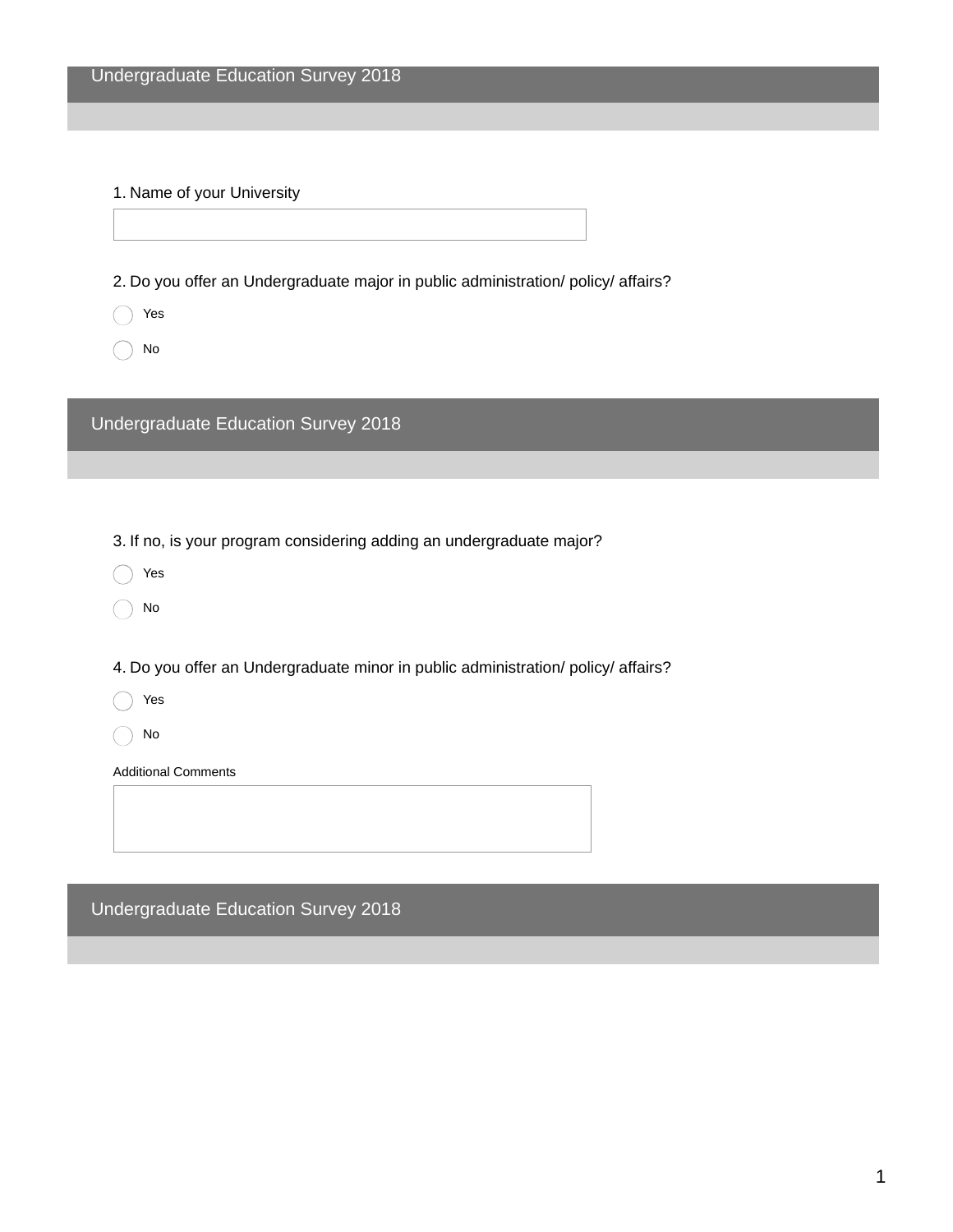## Undergraduate Education Survey 2018

1. Name of your University

2. Do you offer an Undergraduate major in public administration/ policy/ affairs?

- Yes
- No

## Undergraduate Education Survey 2018

3. If no, is your program considering adding an undergraduate major?

- Yes
- No

4. Do you offer an Undergraduate minor in public administration/ policy/ affairs?

- Yes
- No

Additional Comments

## Undergraduate Education Survey 2018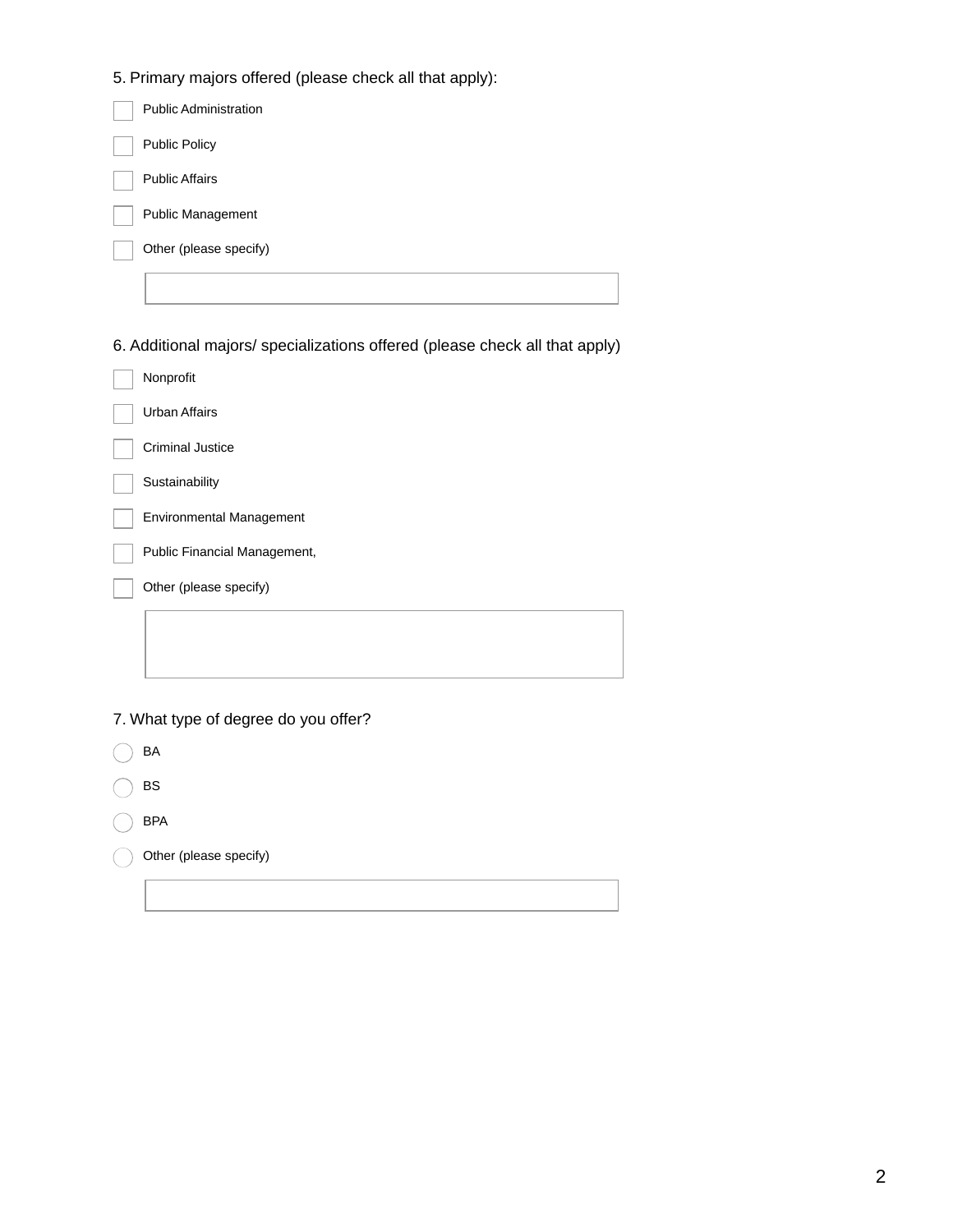5. Primary majors offered (please check all that apply):

- [ ] Public Administration
- [ ] Public Policy
- [ ] Public Affairs
- [ ] Public Management
- [ ] Other (please specify)

6. Additional majors/ specializations offered (please check all that apply)

- [ ] Nonprofit
- [ ] Urban Affairs
- [ ] Criminal Justice
- [ ] Sustainability
- [ ] Environmental Management
- [ ] Public Financial Management,
- [ ] Other (please specify)

7. What type of degree do you offer?

- ( ) BA
- ( ) BS
- ( ) BPA
- ( ) Other (please specify)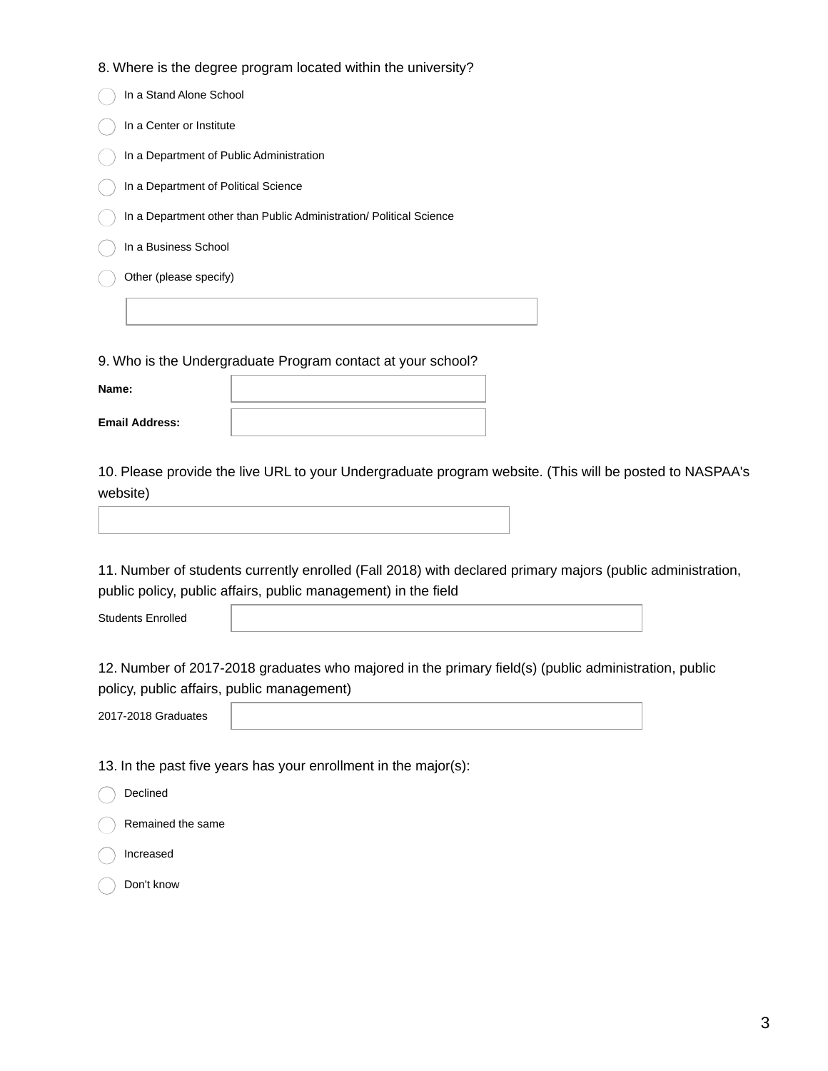8. Where is the degree program located within the university?

- ◯ In a Stand Alone School
- ◯ In a Center or Institute
- ◯ In a Department of Public Administration
- ◯ In a Department of Political Science
- ◯ In a Department other than Public Administration/ Political Science
- ◯ In a Business School
- ◯ Other (please specify)

[ ]

9. Who is the Undergraduate Program contact at your school?

**Name:** [ ]

**Email Address:** [ ]

10. Please provide the live URL to your Undergraduate program website. (This will be posted to NASPAA's website)

[ ]

11. Number of students currently enrolled (Fall 2018) with declared primary majors (public administration, public policy, public affairs, public management) in the field

Students Enrolled [ ]

12. Number of 2017-2018 graduates who majored in the primary field(s) (public administration, public policy, public affairs, public management)

2017-2018 Graduates [ ]

13. In the past five years has your enrollment in the major(s):

- ◯ Declined
- ◯ Remained the same
- ◯ Increased
- ◯ Don't know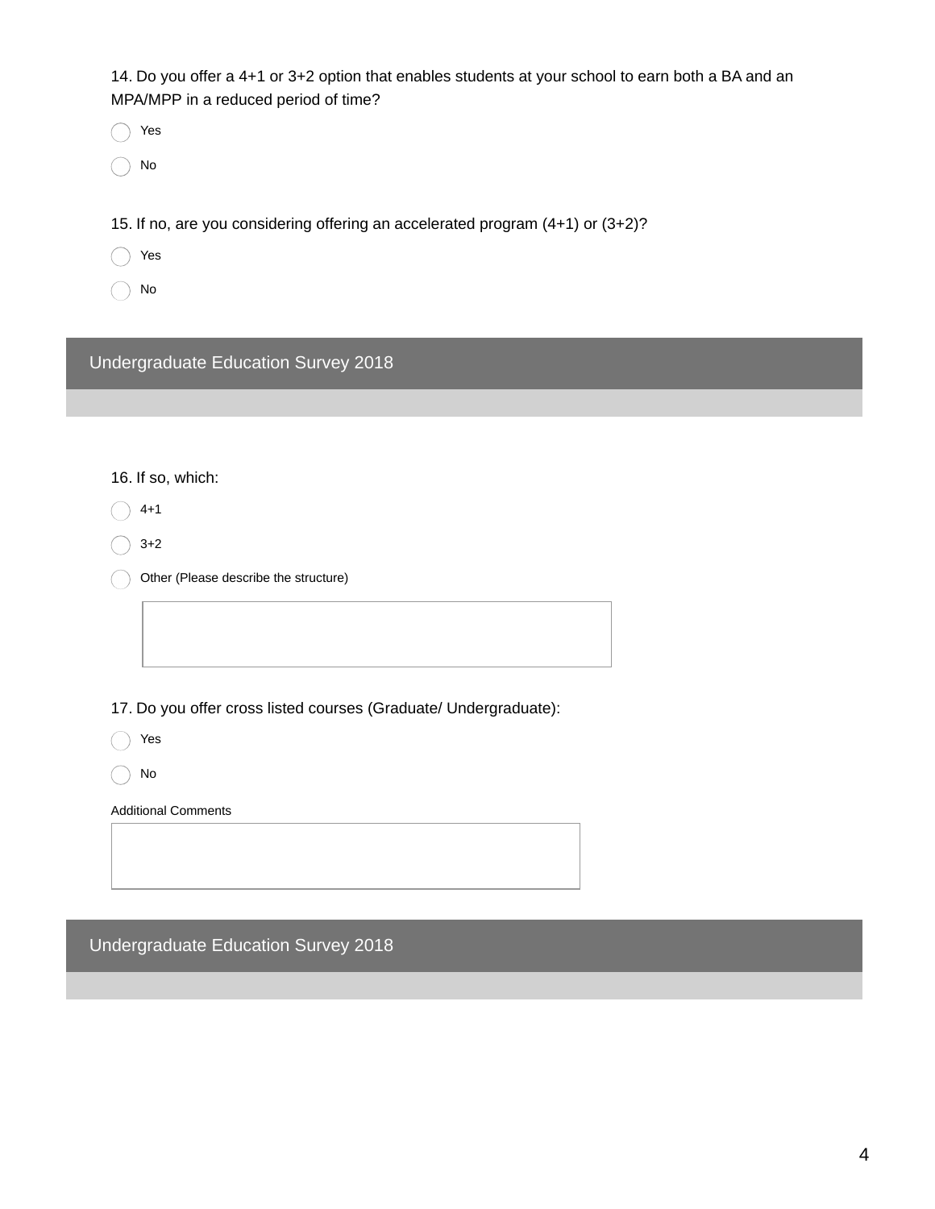14. Do you offer a 4+1 or 3+2 option that enables students at your school to earn both a BA and an MPA/MPP in a reduced period of time?

- ◯ Yes
- ◯ No

15. If no, are you considering offering an accelerated program (4+1) or (3+2)?

- ◯ Yes
- ◯ No

## Undergraduate Education Survey 2018

16. If so, which:

- ◯ 4+1
- ◯ 3+2
- ◯ Other (Please describe the structure)

17. Do you offer cross listed courses (Graduate/ Undergraduate):

- ◯ Yes
- ◯ No

Additional Comments

## Undergraduate Education Survey 2018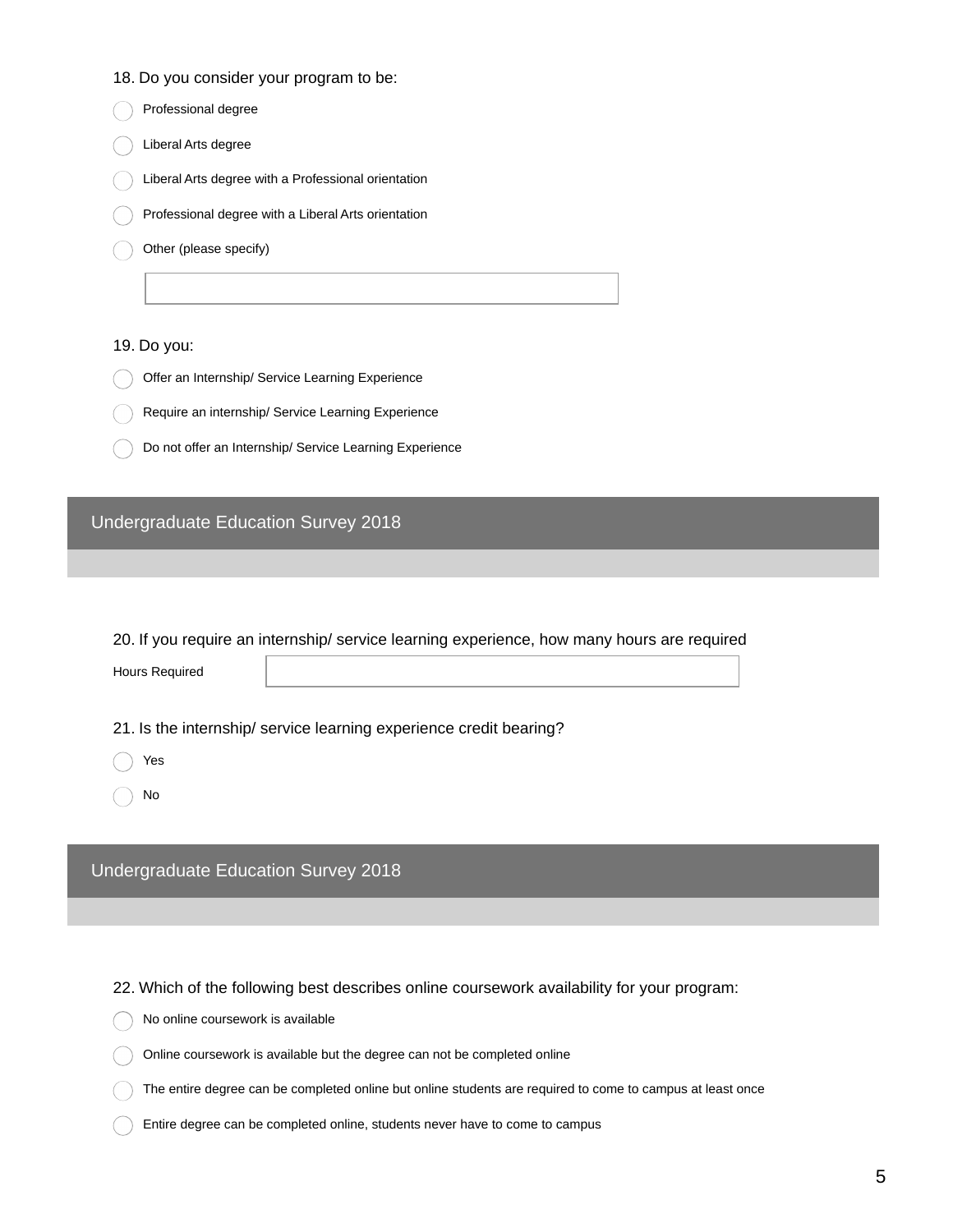18. Do you consider your program to be:

- ◯ Professional degree
- ◯ Liberal Arts degree
- ◯ Liberal Arts degree with a Professional orientation
- ◯ Professional degree with a Liberal Arts orientation
- ◯ Other (please specify)

\_\_\_\_\_\_\_\_\_\_\_\_\_\_\_\_\_\_\_\_\_\_\_\_\_\_\_\_\_\_

19. Do you:

- ◯ Offer an Internship/ Service Learning Experience
- ◯ Require an internship/ Service Learning Experience
- ◯ Do not offer an Internship/ Service Learning Experience

## Undergraduate Education Survey 2018

20. If you require an internship/ service learning experience, how many hours are required

Hours Required \_\_\_\_\_\_\_\_\_\_\_\_\_\_\_\_\_\_\_\_\_\_\_\_\_\_\_\_\_\_

21. Is the internship/ service learning experience credit bearing?

- ◯ Yes
- ◯ No

## Undergraduate Education Survey 2018

22. Which of the following best describes online coursework availability for your program:

- ◯ No online coursework is available
- ◯ Online coursework is available but the degree can not be completed online
- ◯ The entire degree can be completed online but online students are required to come to campus at least once
- ◯ Entire degree can be completed online, students never have to come to campus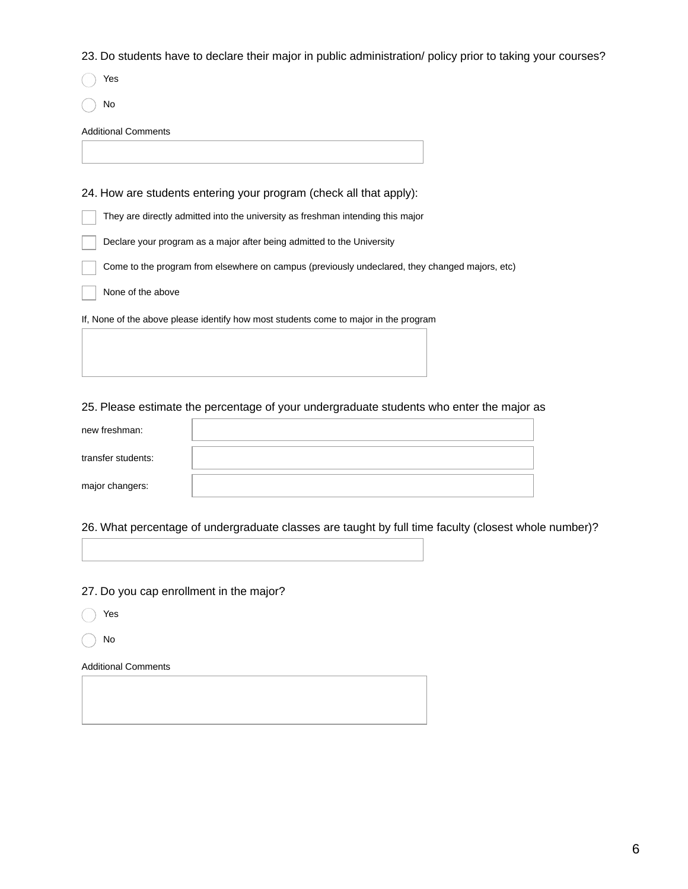23. Do students have to declare their major in public administration/ policy prior to taking your courses?

- ◯ Yes
- ◯ No

Additional Comments

24. How are students entering your program (check all that apply):

- ☐ They are directly admitted into the university as freshman intending this major
- ☐ Declare your program as a major after being admitted to the University
- ☐ Come to the program from elsewhere on campus (previously undeclared, they changed majors, etc)
- ☐ None of the above

If, None of the above please identify how most students come to major in the program

25. Please estimate the percentage of your undergraduate students who enter the major as

new freshman:

transfer students:

major changers:

26. What percentage of undergraduate classes are taught by full time faculty (closest whole number)?

27. Do you cap enrollment in the major?

- ◯ Yes
- ◯ No

Additional Comments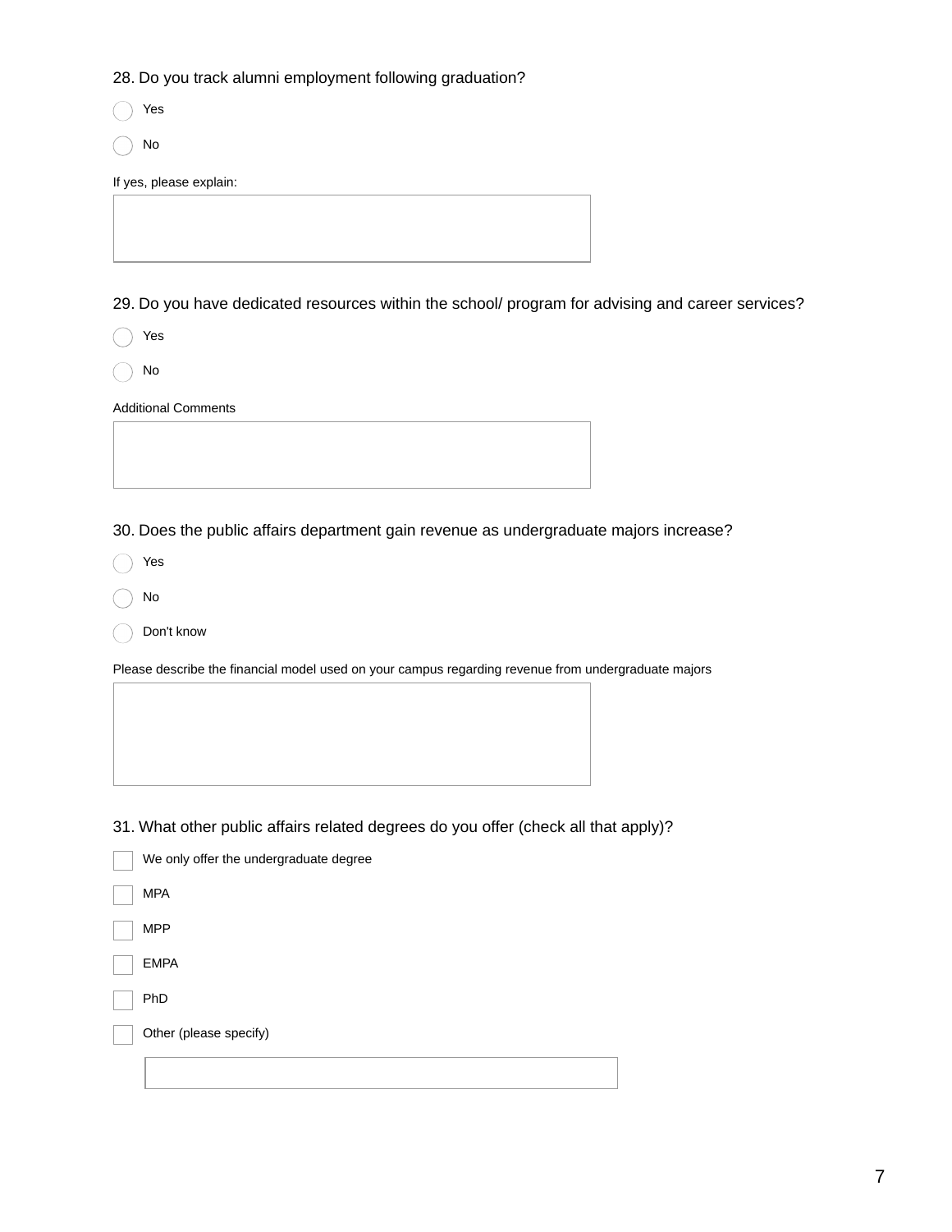28. Do you track alumni employment following graduation?

- ◯ Yes
- ◯ No

If yes, please explain:

29. Do you have dedicated resources within the school/ program for advising and career services?

- ◯ Yes
- ◯ No

Additional Comments

30. Does the public affairs department gain revenue as undergraduate majors increase?

- ◯ Yes
- ◯ No
- ◯ Don't know

Please describe the financial model used on your campus regarding revenue from undergraduate majors

31. What other public affairs related degrees do you offer (check all that apply)?

- [ ] We only offer the undergraduate degree
- [ ] MPA
- [ ] MPP
- [ ] EMPA
- [ ] PhD
- [ ] Other (please specify)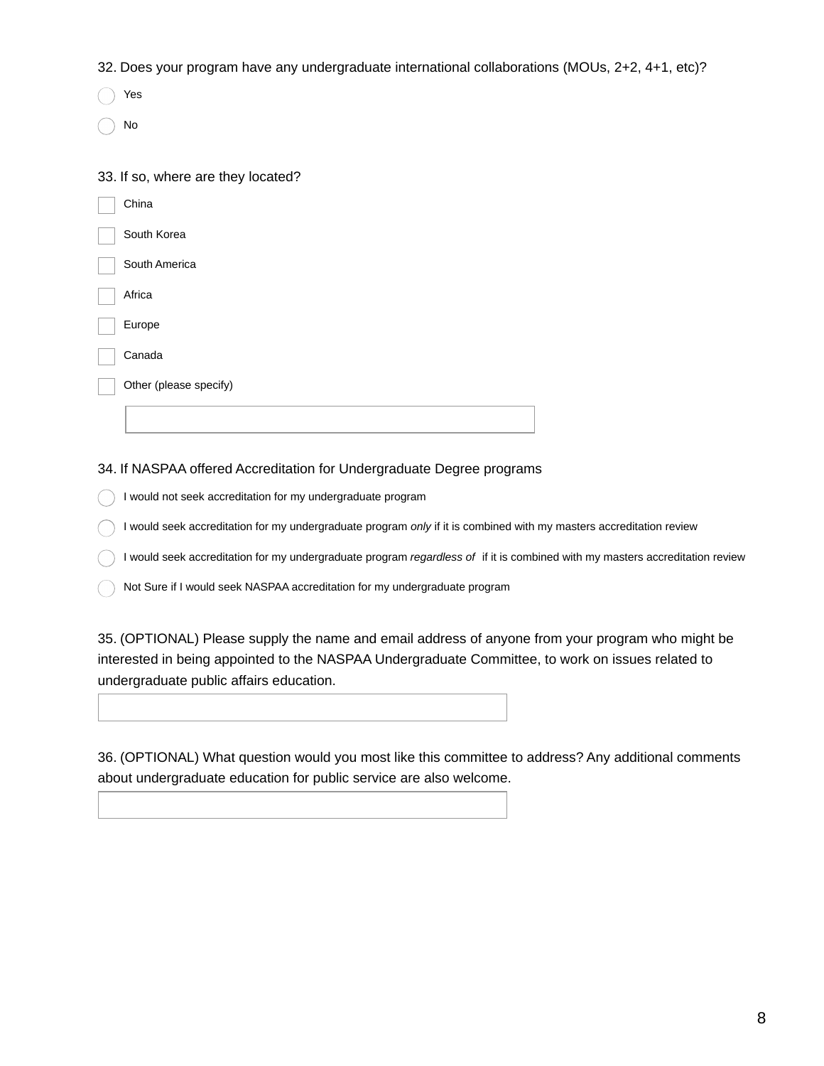32. Does your program have any undergraduate international collaborations (MOUs, 2+2, 4+1, etc)?

- ◯ Yes
- ◯ No

33. If so, where are they located?

- ☐ China
- ☐ South Korea
- ☐ South America
- ☐ Africa
- ☐ Europe
- ☐ Canada
- ☐ Other (please specify)

34. If NASPAA offered Accreditation for Undergraduate Degree programs

- ◯ I would not seek accreditation for my undergraduate program
- ◯ I would seek accreditation for my undergraduate program *only* if it is combined with my masters accreditation review
- ◯ I would seek accreditation for my undergraduate program *regardless of* if it is combined with my masters accreditation review
- ◯ Not Sure if I would seek NASPAA accreditation for my undergraduate program

35. (OPTIONAL) Please supply the name and email address of anyone from your program who might be interested in being appointed to the NASPAA Undergraduate Committee, to work on issues related to undergraduate public affairs education.

36. (OPTIONAL) What question would you most like this committee to address? Any additional comments about undergraduate education for public service are also welcome.